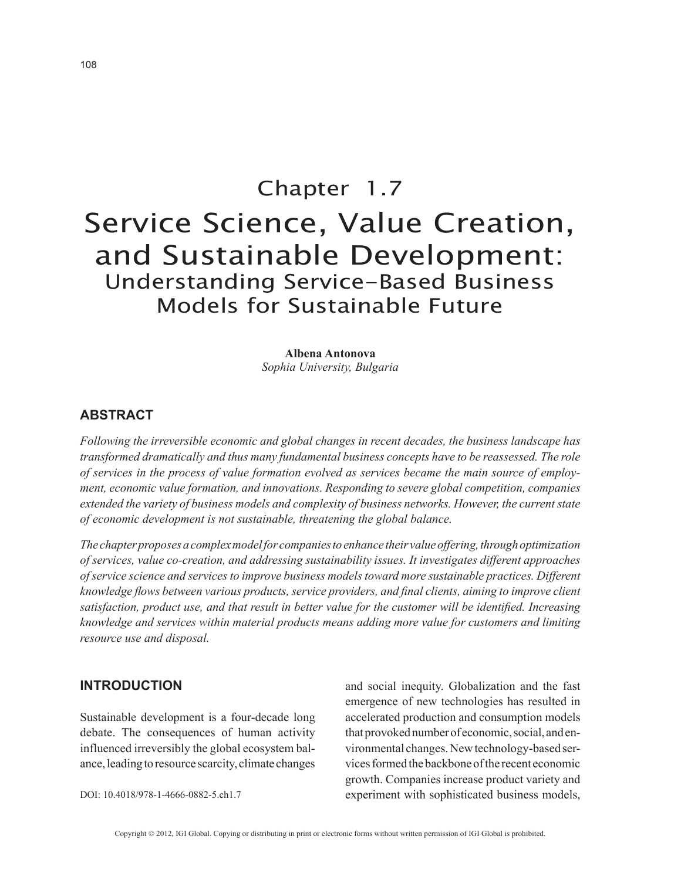# Chapter 1.7

# Service Science, Value Creation, and Sustainable Development: Understanding Service-Based Business Models for Sustainable Future

**Albena Antonova**
*Sophia University, Bulgaria*

## ABSTRACT

*Following the irreversible economic and global changes in recent decades, the business landscape has transformed dramatically and thus many fundamental business concepts have to be reassessed. The role of services in the process of value formation evolved as services became the main source of employment, economic value formation, and innovations. Responding to severe global competition, companies extended the variety of business models and complexity of business networks. However, the current state of economic development is not sustainable, threatening the global balance.*

*The chapter proposes a complex model for companies to enhance their value offering, through optimization of services, value co-creation, and addressing sustainability issues. It investigates different approaches of service science and services to improve business models toward more sustainable practices. Different knowledge flows between various products, service providers, and final clients, aiming to improve client satisfaction, product use, and that result in better value for the customer will be identified. Increasing knowledge and services within material products means adding more value for customers and limiting resource use and disposal.*

## INTRODUCTION

Sustainable development is a four-decade long debate. The consequences of human activity influenced irreversibly the global ecosystem balance, leading to resource scarcity, climate changes and social inequity. Globalization and the fast emergence of new technologies has resulted in accelerated production and consumption models that provoked number of economic, social, and environmental changes. New technology-based services formed the backbone of the recent economic growth. Companies increase product variety and experiment with sophisticated business models,

DOI: 10.4018/978-1-4666-0882-5.ch1.7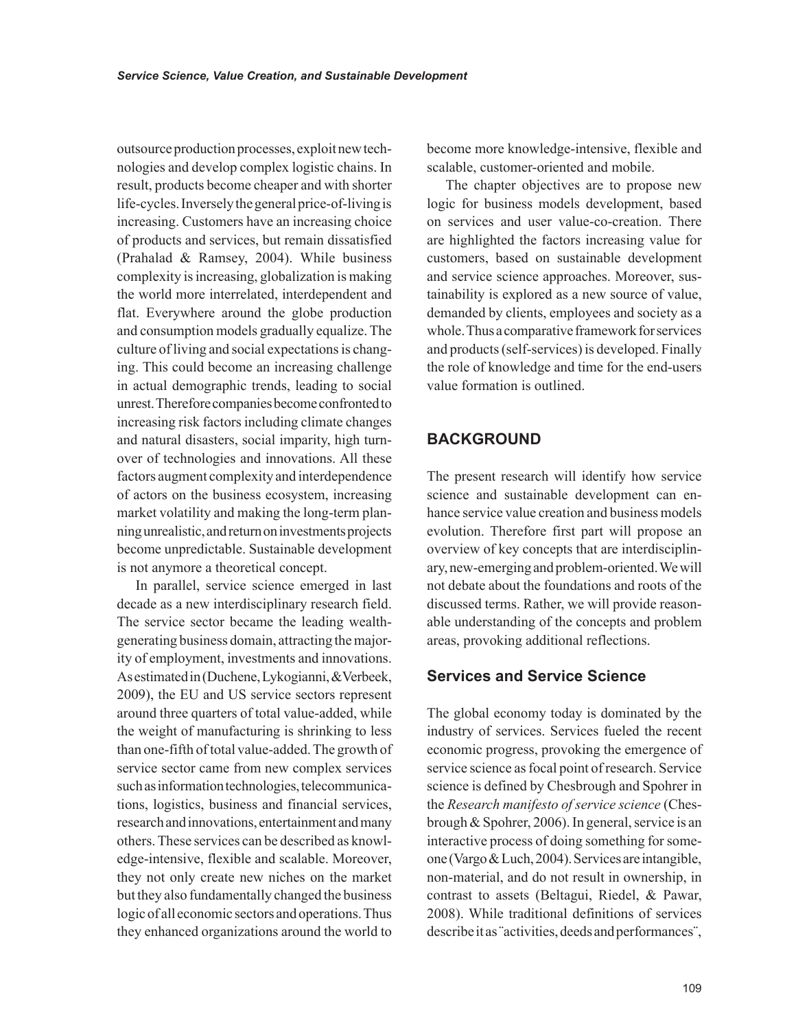outsource production processes, exploit new technologies and develop complex logistic chains. In result, products become cheaper and with shorter life-cycles. Inversely the general price-of-living is increasing. Customers have an increasing choice of products and services, but remain dissatisfied (Prahalad & Ramsey, 2004). While business complexity is increasing, globalization is making the world more interrelated, interdependent and flat. Everywhere around the globe production and consumption models gradually equalize. The culture of living and social expectations is changing. This could become an increasing challenge in actual demographic trends, leading to social unrest. Therefore companies become confronted to increasing risk factors including climate changes and natural disasters, social imparity, high turnover of technologies and innovations. All these factors augment complexity and interdependence of actors on the business ecosystem, increasing market volatility and making the long-term planning unrealistic, and return on investments projects become unpredictable. Sustainable development is not anymore a theoretical concept.

In parallel, service science emerged in last decade as a new interdisciplinary research field. The service sector became the leading wealth-generating business domain, attracting the majority of employment, investments and innovations. As estimated in (Duchene, Lykogianni, & Verbeek, 2009), the EU and US service sectors represent around three quarters of total value-added, while the weight of manufacturing is shrinking to less than one-fifth of total value-added. The growth of service sector came from new complex services such as information technologies, telecommunications, logistics, business and financial services, research and innovations, entertainment and many others. These services can be described as knowledge-intensive, flexible and scalable. Moreover, they not only create new niches on the market but they also fundamentally changed the business logic of all economic sectors and operations. Thus they enhanced organizations around the world to become more knowledge-intensive, flexible and scalable, customer-oriented and mobile.

The chapter objectives are to propose new logic for business models development, based on services and user value-co-creation. There are highlighted the factors increasing value for customers, based on sustainable development and service science approaches. Moreover, sustainability is explored as a new source of value, demanded by clients, employees and society as a whole. Thus a comparative framework for services and products (self-services) is developed. Finally the role of knowledge and time for the end-users value formation is outlined.

## BACKGROUND

The present research will identify how service science and sustainable development can enhance service value creation and business models evolution. Therefore first part will propose an overview of key concepts that are interdisciplinary, new-emerging and problem-oriented. We will not debate about the foundations and roots of the discussed terms. Rather, we will provide reasonable understanding of the concepts and problem areas, provoking additional reflections.

### Services and Service Science

The global economy today is dominated by the industry of services. Services fueled the recent economic progress, provoking the emergence of service science as focal point of research. Service science is defined by Chesbrough and Spohrer in the *Research manifesto of service science* (Chesbrough & Spohrer, 2006). In general, service is an interactive process of doing something for someone (Vargo & Luch, 2004). Services are intangible, non-material, and do not result in ownership, in contrast to assets (Beltagui, Riedel, & Pawar, 2008). While traditional definitions of services describe it as ¨activities, deeds and performances¨,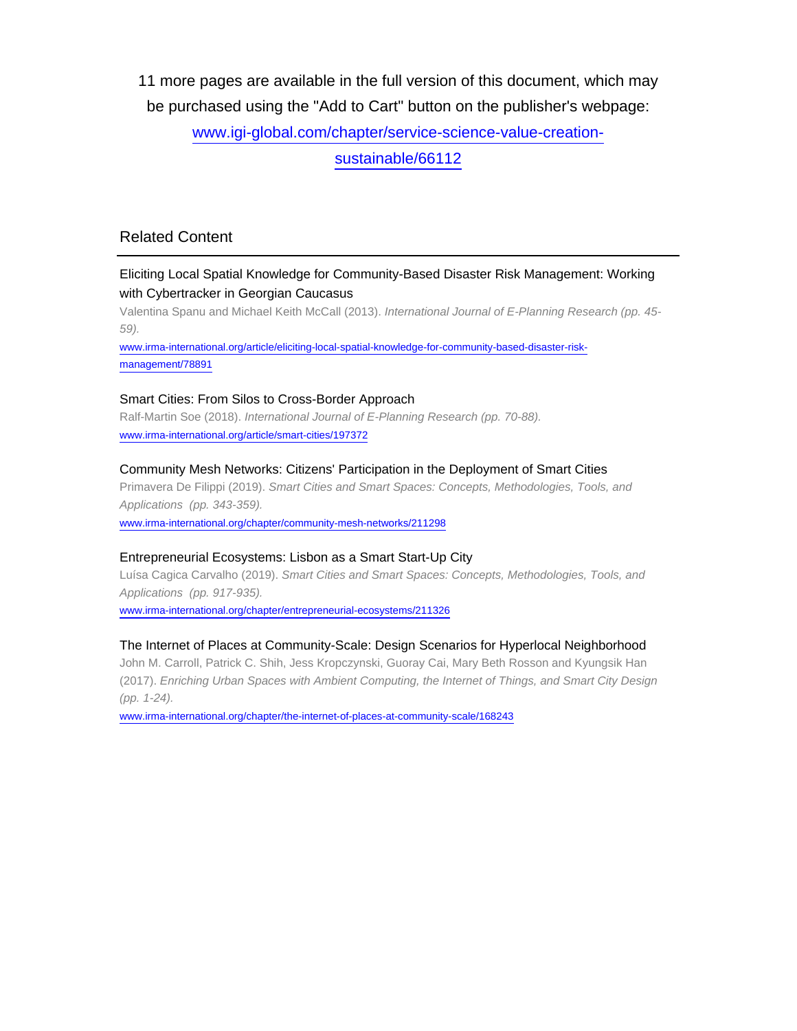11 more pages are available in the full version of this document, which may be purchased using the "Add to Cart" button on the publisher's webpage: www.igi-global.com/chapter/service-science-value-creation-sustainable/66112

## Related Content

Eliciting Local Spatial Knowledge for Community-Based Disaster Risk Management: Working with Cybertracker in Georgian Caucasus
Valentina Spanu and Michael Keith McCall (2013). *International Journal of E-Planning Research (pp. 45-59).*
www.irma-international.org/article/eliciting-local-spatial-knowledge-for-community-based-disaster-risk-management/78891

Smart Cities: From Silos to Cross-Border Approach
Ralf-Martin Soe (2018). *International Journal of E-Planning Research (pp. 70-88).*
www.irma-international.org/article/smart-cities/197372

Community Mesh Networks: Citizens' Participation in the Deployment of Smart Cities
Primavera De Filippi (2019). *Smart Cities and Smart Spaces: Concepts, Methodologies, Tools, and Applications (pp. 343-359).*
www.irma-international.org/chapter/community-mesh-networks/211298

Entrepreneurial Ecosystems: Lisbon as a Smart Start-Up City
Luísa Cagica Carvalho (2019). *Smart Cities and Smart Spaces: Concepts, Methodologies, Tools, and Applications (pp. 917-935).*
www.irma-international.org/chapter/entrepreneurial-ecosystems/211326

The Internet of Places at Community-Scale: Design Scenarios for Hyperlocal Neighborhood
John M. Carroll, Patrick C. Shih, Jess Kropczynski, Guoray Cai, Mary Beth Rosson and Kyungsik Han (2017). *Enriching Urban Spaces with Ambient Computing, the Internet of Things, and Smart City Design (pp. 1-24).*
www.irma-international.org/chapter/the-internet-of-places-at-community-scale/168243